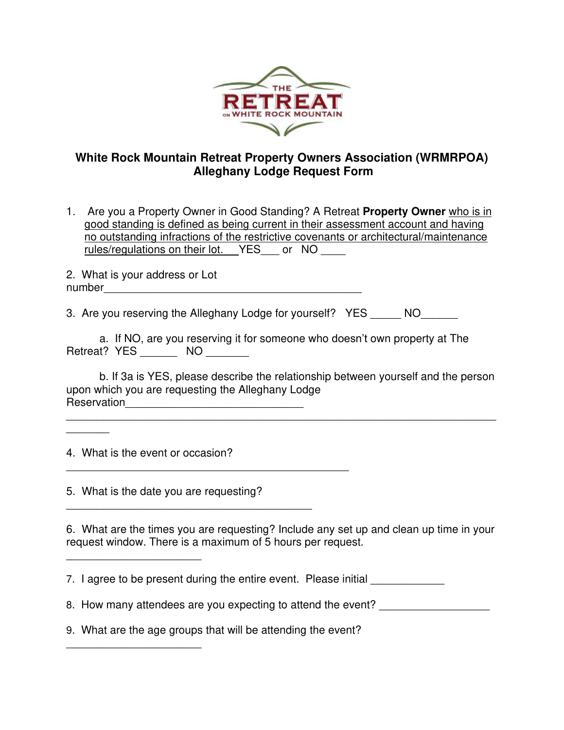# White Rock Mountain Retreat Property Owners Association (WRMRPOA)
## Alleghany Lodge Request Form

1. Are you a Property Owner in Good Standing? A Retreat **Property Owner** <u>who is in good standing is defined as being current in their assessment account and having no outstanding infractions of the restrictive covenants or architectural/maintenance rules/regulations on their lot.</u> \_\_\_YES\_\_\_ or NO \_\_\_\_

2. What is your address or Lot number\_\_\_\_\_\_\_\_\_\_\_\_\_\_\_\_\_\_\_\_\_\_\_\_\_\_\_\_\_\_\_\_\_\_\_\_\_\_\_\_\_\_

3. Are you reserving the Alleghany Lodge for yourself? YES \_\_\_\_\_ NO\_\_\_\_\_\_

    a. If NO, are you reserving it for someone who doesn't own property at The Retreat? YES \_\_\_\_\_\_ NO \_\_\_\_\_\_\_

    b. If 3a is YES, please describe the relationship between yourself and the person upon which you are requesting the Alleghany Lodge Reservation\_\_\_\_\_\_\_\_\_\_\_\_\_\_\_\_\_\_\_\_\_\_\_\_\_\_\_\_\_\_
\_\_\_\_\_\_\_\_\_\_\_\_\_\_\_\_\_\_\_\_\_\_\_\_\_\_\_\_\_\_\_\_\_\_\_\_\_\_\_\_\_\_\_\_\_\_\_\_\_\_\_\_\_\_\_\_\_\_\_\_\_\_\_\_\_\_\_\_\_\_\_\_\_\_\_

4. What is the event or occasion?
\_\_\_\_\_\_\_\_\_\_\_\_\_\_\_\_\_\_\_\_\_\_\_\_\_\_\_\_\_\_\_\_\_\_\_\_\_\_\_\_\_\_\_\_\_\_

5. What is the date you are requesting?
\_\_\_\_\_\_\_\_\_\_\_\_\_\_\_\_\_\_\_\_\_\_\_\_\_\_\_\_\_\_\_\_\_\_\_\_\_\_\_\_\_\_

6. What are the times you are requesting? Include any set up and clean up time in your request window. There is a maximum of 5 hours per request.
\_\_\_\_\_\_\_\_\_\_\_\_\_\_\_\_\_\_\_\_\_\_\_

7. I agree to be present during the entire event. Please initial \_\_\_\_\_\_\_\_\_\_\_\_

8. How many attendees are you expecting to attend the event? \_\_\_\_\_\_\_\_\_\_\_\_\_\_\_\_\_\_\_

9. What are the age groups that will be attending the event?
\_\_\_\_\_\_\_\_\_\_\_\_\_\_\_\_\_\_\_\_\_\_\_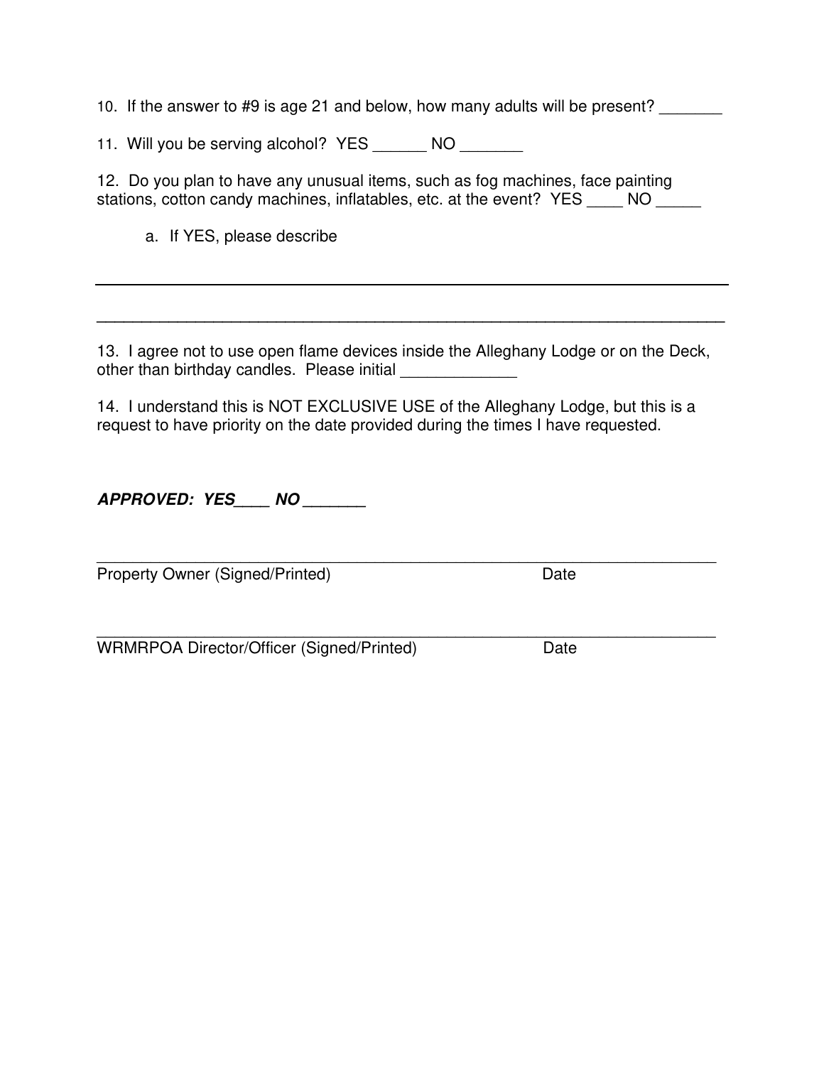10. If the answer to #9 is age 21 and below, how many adults will be present? _______

11. Will you be serving alcohol? YES ______ NO _______

12. Do you plan to have any unusual items, such as fog machines, face painting stations, cotton candy machines, inflatables, etc. at the event? YES ____ NO _____

   a. If YES, please describe

_______________________________________________________________________

_______________________________________________________________________

13. I agree not to use open flame devices inside the Alleghany Lodge or on the Deck, other than birthday candles. Please initial _____________

14. I understand this is NOT EXCLUSIVE USE of the Alleghany Lodge, but this is a request to have priority on the date provided during the times I have requested.

***APPROVED: YES____ NO _______***

_______________________________________________________________________
Property Owner (Signed/Printed) Date

_______________________________________________________________________
WRMRPOA Director/Officer (Signed/Printed) Date